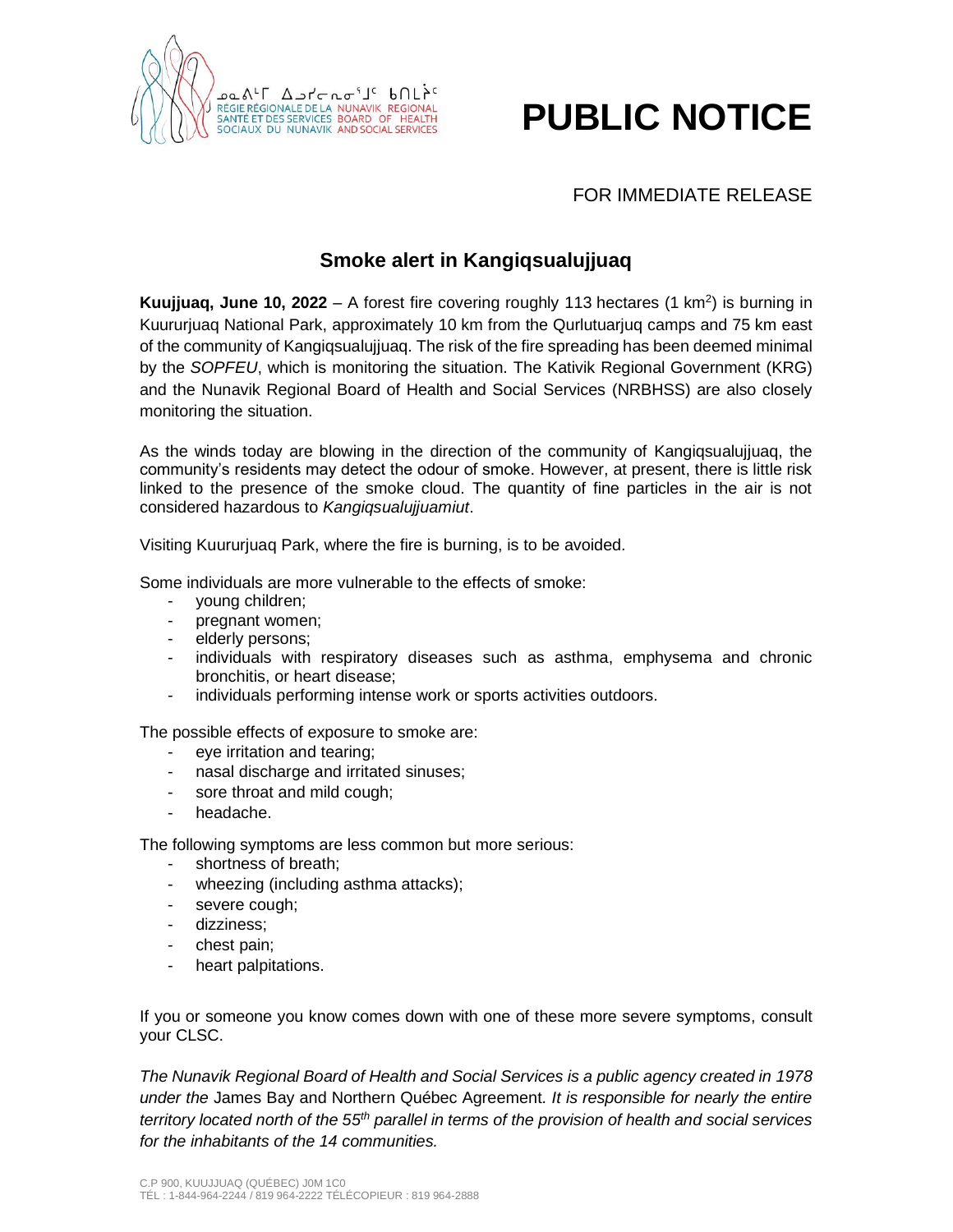ᓄᓇᕕᒻᒥ ᐃᓗᓯᓕᕆᓂᕐᒧᑦ ᑲᑎᒪᔨᖏᑦ
RÉGIE RÉGIONALE DE LA SANTÉ ET DES SERVICES SOCIAUX DU NUNAVIK
NUNAVIK REGIONAL BOARD OF HEALTH AND SOCIAL SERVICES

# PUBLIC NOTICE

FOR IMMEDIATE RELEASE

## Smoke alert in Kangiqsualujjuaq

**Kuujjuaq, June 10, 2022** – A forest fire covering roughly 113 hectares (1 km$^2$) is burning in Kuururjuaq National Park, approximately 10 km from the Qurlutuarjuq camps and 75 km east of the community of Kangiqsualujjuaq. The risk of the fire spreading has been deemed minimal by the *SOPFEU*, which is monitoring the situation. The Kativik Regional Government (KRG) and the Nunavik Regional Board of Health and Social Services (NRBHSS) are also closely monitoring the situation.

As the winds today are blowing in the direction of the community of Kangiqsualujjuaq, the community's residents may detect the odour of smoke. However, at present, there is little risk linked to the presence of the smoke cloud. The quantity of fine particles in the air is not considered hazardous to *Kangiqsualujjuamiut*.

Visiting Kuururjuaq Park, where the fire is burning, is to be avoided.

Some individuals are more vulnerable to the effects of smoke:

- young children;
- pregnant women;
- elderly persons;
- individuals with respiratory diseases such as asthma, emphysema and chronic bronchitis, or heart disease;
- individuals performing intense work or sports activities outdoors.

The possible effects of exposure to smoke are:

- eye irritation and tearing;
- nasal discharge and irritated sinuses;
- sore throat and mild cough;
- headache.

The following symptoms are less common but more serious:

- shortness of breath;
- wheezing (including asthma attacks);
- severe cough;
- dizziness;
- chest pain;
- heart palpitations.

If you or someone you know comes down with one of these more severe symptoms, consult your CLSC.

*The Nunavik Regional Board of Health and Social Services is a public agency created in 1978 under the* James Bay and Northern Québec Agreement*. It is responsible for nearly the entire territory located north of the 55$^{th}$ parallel in terms of the provision of health and social services for the inhabitants of the 14 communities.*

C.P 900, KUUJJUAQ (QUÉBEC) J0M 1C0
TÉL : 1-844-964-2244 / 819 964-2222 TÉLÉCOPIEUR : 819 964-2888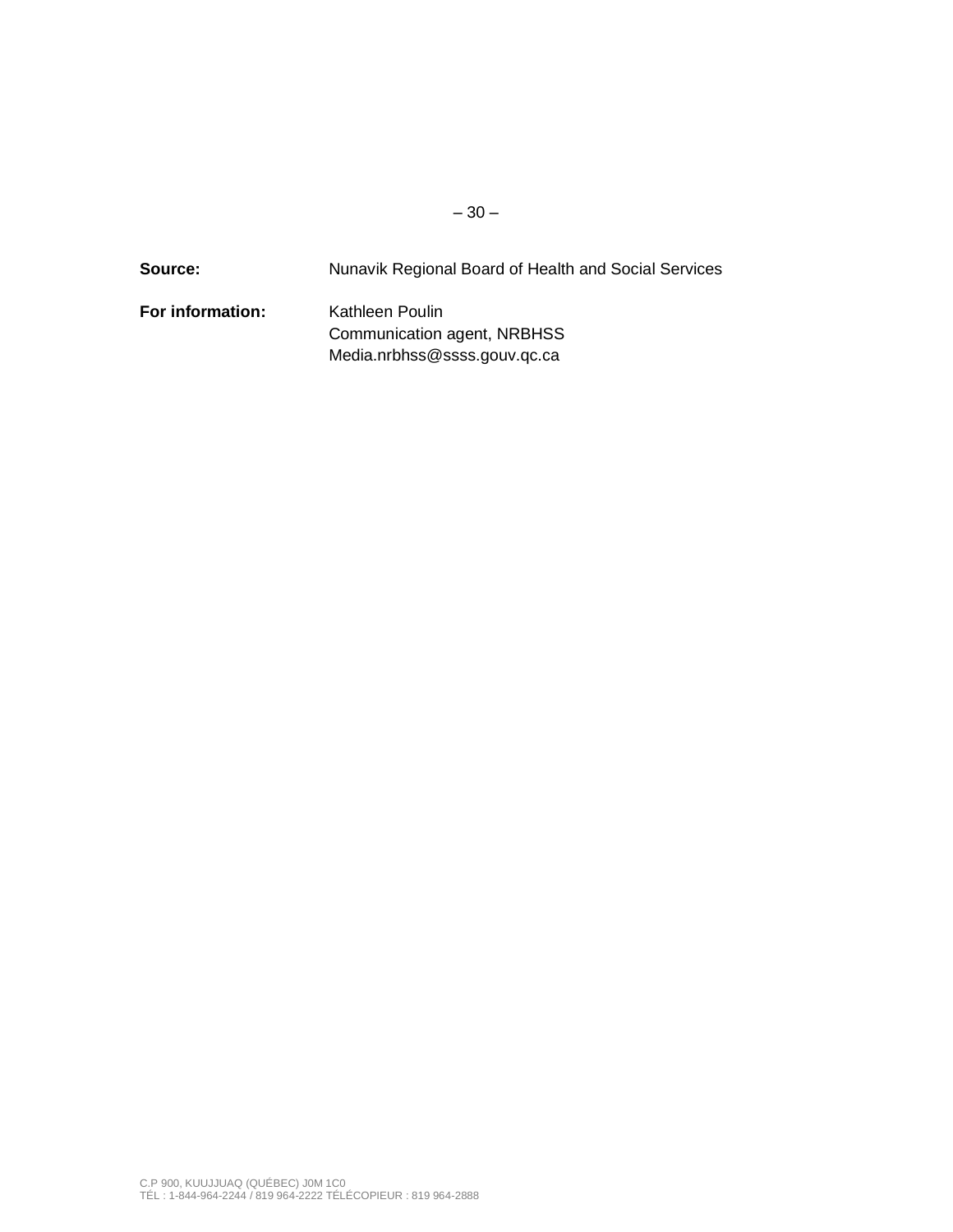– 30 –

**Source:** Nunavik Regional Board of Health and Social Services

**For information:** Kathleen Poulin
Communication agent, NRBHSS
Media.nrbhss@ssss.gouv.qc.ca

C.P 900, KUUJJUAQ (QUÉBEC) J0M 1C0
TÉL : 1-844-964-2244 / 819 964-2222 TÉLÉCOPIEUR : 819 964-2888